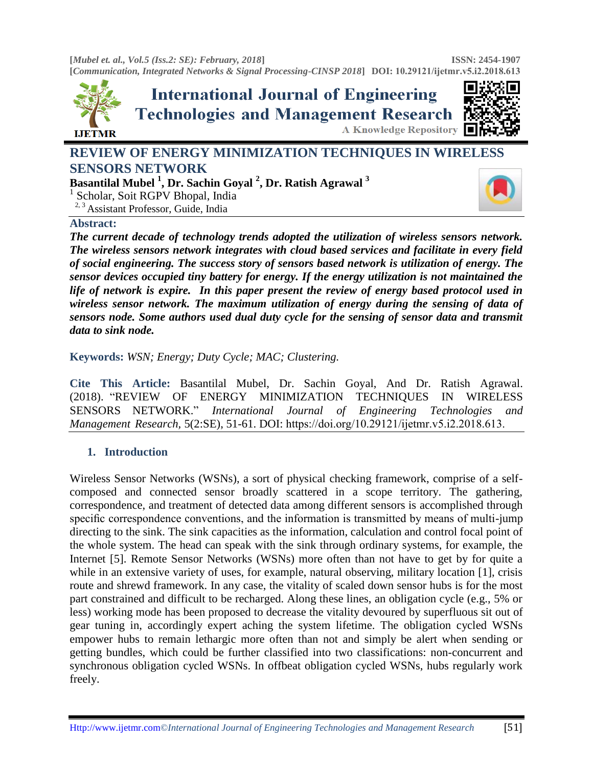# REVIEW OF ENERGY MINIMIZATION TECHNIQUES IN WIRELESS SENSORS NETWORK

**Basantilal Mubel [1], Dr. Sachin Goyal [2], Dr. Ratish Agrawal [3]**

[1] Scholar, Soit RGPV Bhopal, India
[2, 3] Assistant Professor, Guide, India

**Abstract:**

***The current decade of technology trends adopted the utilization of wireless sensors network. The wireless sensors network integrates with cloud based services and facilitate in every field of social engineering. The success story of sensors based network is utilization of energy. The sensor devices occupied tiny battery for energy. If the energy utilization is not maintained the life of network is expire. In this paper present the review of energy based protocol used in wireless sensor network. The maximum utilization of energy during the sensing of data of sensors node. Some authors used dual duty cycle for the sensing of sensor data and transmit data to sink node.***

**Keywords:** *WSN; Energy; Duty Cycle; MAC; Clustering.*

**Cite This Article:** Basantilal Mubel, Dr. Sachin Goyal, And Dr. Ratish Agrawal. (2018). "REVIEW OF ENERGY MINIMIZATION TECHNIQUES IN WIRELESS SENSORS NETWORK." *International Journal of Engineering Technologies and Management Research,* 5(2:SE), 51-61. DOI: https://doi.org/10.29121/ijetmr.v5.i2.2018.613.

## 1. Introduction

Wireless Sensor Networks (WSNs), a sort of physical checking framework, comprise of a self-composed and connected sensor broadly scattered in a scope territory. The gathering, correspondence, and treatment of detected data among different sensors is accomplished through specific correspondence conventions, and the information is transmitted by means of multi-jump directing to the sink. The sink capacities as the information, calculation and control focal point of the whole system. The head can speak with the sink through ordinary systems, for example, the Internet [5]. Remote Sensor Networks (WSNs) more often than not have to get by for quite a while in an extensive variety of uses, for example, natural observing, military location [1], crisis route and shrewd framework. In any case, the vitality of scaled down sensor hubs is for the most part constrained and difficult to be recharged. Along these lines, an obligation cycle (e.g., 5% or less) working mode has been proposed to decrease the vitality devoured by superfluous sit out of gear tuning in, accordingly expert aching the system lifetime. The obligation cycled WSNs empower hubs to remain lethargic more often than not and simply be alert when sending or getting bundles, which could be further classified into two classifications: non-concurrent and synchronous obligation cycled WSNs. In offbeat obligation cycled WSNs, hubs regularly work freely.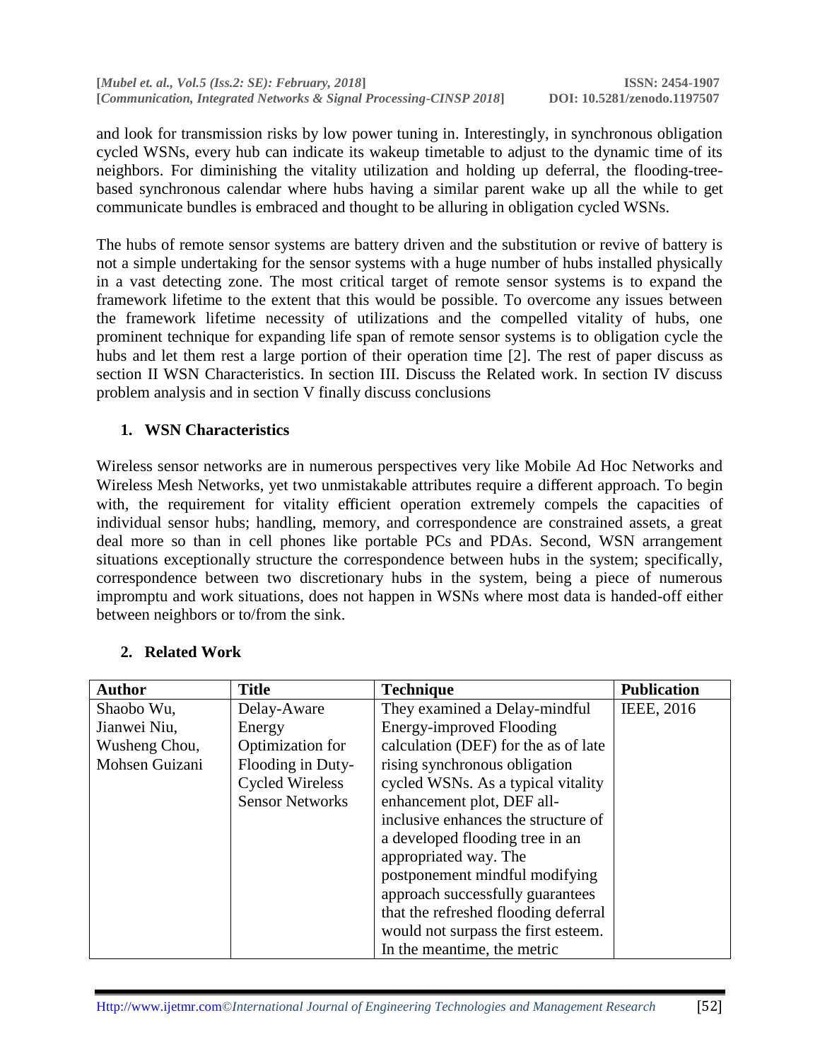and look for transmission risks by low power tuning in. Interestingly, in synchronous obligation cycled WSNs, every hub can indicate its wakeup timetable to adjust to the dynamic time of its neighbors. For diminishing the vitality utilization and holding up deferral, the flooding-tree-based synchronous calendar where hubs having a similar parent wake up all the while to get communicate bundles is embraced and thought to be alluring in obligation cycled WSNs.

The hubs of remote sensor systems are battery driven and the substitution or revive of battery is not a simple undertaking for the sensor systems with a huge number of hubs installed physically in a vast detecting zone. The most critical target of remote sensor systems is to expand the framework lifetime to the extent that this would be possible. To overcome any issues between the framework lifetime necessity of utilizations and the compelled vitality of hubs, one prominent technique for expanding life span of remote sensor systems is to obligation cycle the hubs and let them rest a large portion of their operation time [2]. The rest of paper discuss as section II WSN Characteristics. In section III. Discuss the Related work. In section IV discuss problem analysis and in section V finally discuss conclusions

## 1. WSN Characteristics

Wireless sensor networks are in numerous perspectives very like Mobile Ad Hoc Networks and Wireless Mesh Networks, yet two unmistakable attributes require a different approach. To begin with, the requirement for vitality efficient operation extremely compels the capacities of individual sensor hubs; handling, memory, and correspondence are constrained assets, a great deal more so than in cell phones like portable PCs and PDAs. Second, WSN arrangement situations exceptionally structure the correspondence between hubs in the system; specifically, correspondence between two discretionary hubs in the system, being a piece of numerous impromptu and work situations, does not happen in WSNs where most data is handed-off either between neighbors or to/from the sink.

## 2. Related Work

| Author | Title | Technique | Publication |
|---|---|---|---|
| Shaobo Wu, Jianwei Niu, Wusheng Chou, Mohsen Guizani | Delay-Aware Energy Optimization for Flooding in Duty-Cycled Wireless Sensor Networks | They examined a Delay-mindful Energy-improved Flooding calculation (DEF) for the as of late rising synchronous obligation cycled WSNs. As a typical vitality enhancement plot, DEF all-inclusive enhances the structure of a developed flooding tree in an appropriated way. The postponement mindful modifying approach successfully guarantees that the refreshed flooding deferral would not surpass the first esteem. In the meantime, the metric | IEEE, 2016 |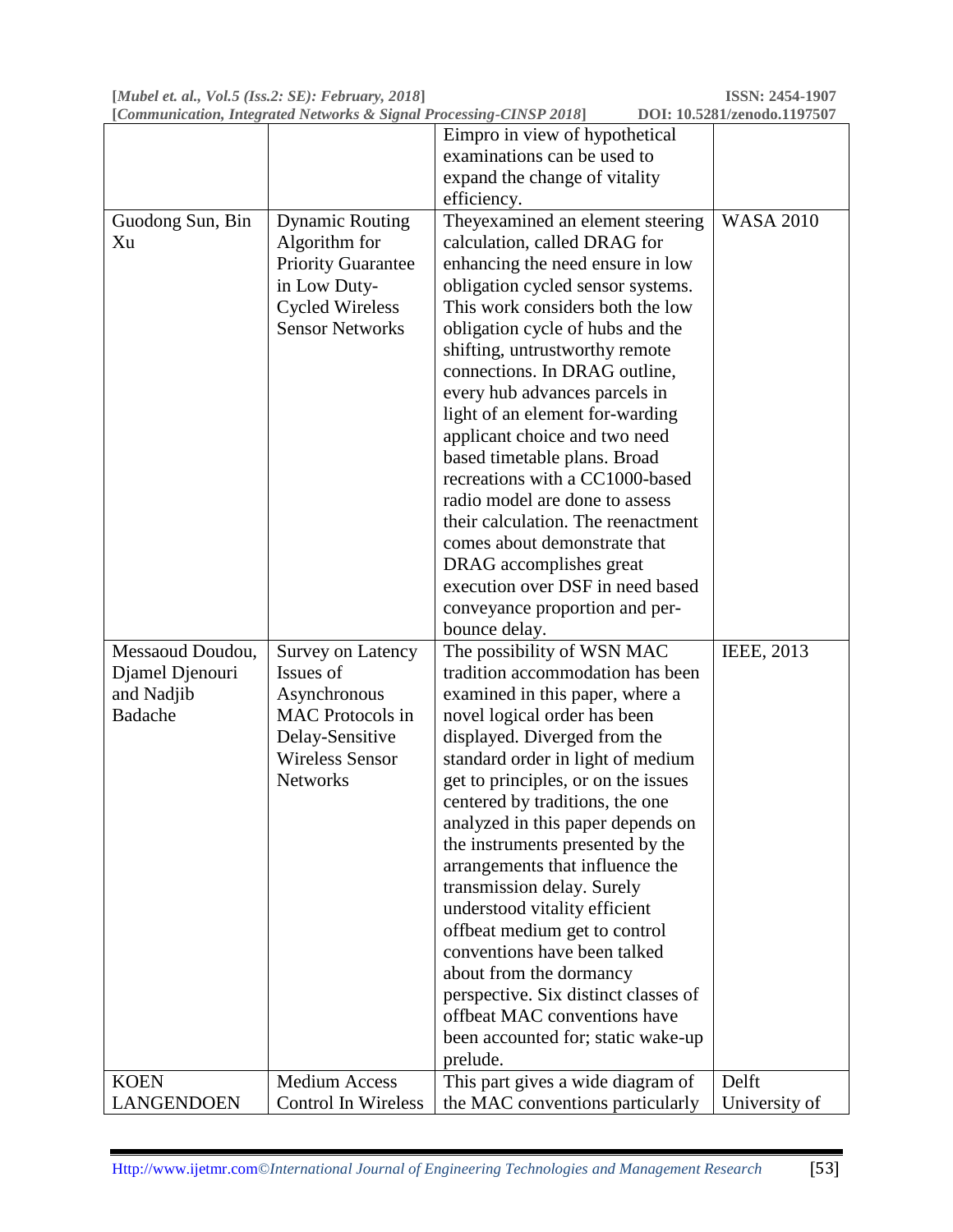| | | | |
|---|---|---|---|
| | | Eimpro in view of hypothetical examinations can be used to expand the change of vitality efficiency. | |
| Guodong Sun, Bin Xu | Dynamic Routing Algorithm for Priority Guarantee in Low Duty-Cycled Wireless Sensor Networks | Theyexamined an element steering calculation, called DRAG for enhancing the need ensure in low obligation cycled sensor systems. This work considers both the low obligation cycle of hubs and the shifting, untrustworthy remote connections. In DRAG outline, every hub advances parcels in light of an element for-warding applicant choice and two need based timetable plans. Broad recreations with a CC1000-based radio model are done to assess their calculation. The reenactment comes about demonstrate that DRAG accomplishes great execution over DSF in need based conveyance proportion and per-bounce delay. | WASA 2010 |
| Messaoud Doudou, Djamel Djenouri and Nadjib Badache | Survey on Latency Issues of Asynchronous MAC Protocols in Delay-Sensitive Wireless Sensor Networks | The possibility of WSN MAC tradition accommodation has been examined in this paper, where a novel logical order has been displayed. Diverged from the standard order in light of medium get to principles, or on the issues centered by traditions, the one analyzed in this paper depends on the instruments presented by the arrangements that influence the transmission delay. Surely understood vitality efficient offbeat medium get to control conventions have been talked about from the dormancy perspective. Six distinct classes of offbeat MAC conventions have been accounted for; static wake-up prelude. | IEEE, 2013 |
| KOEN LANGENDOEN | Medium Access Control In Wireless | This part gives a wide diagram of the MAC conventions particularly | Delft University of |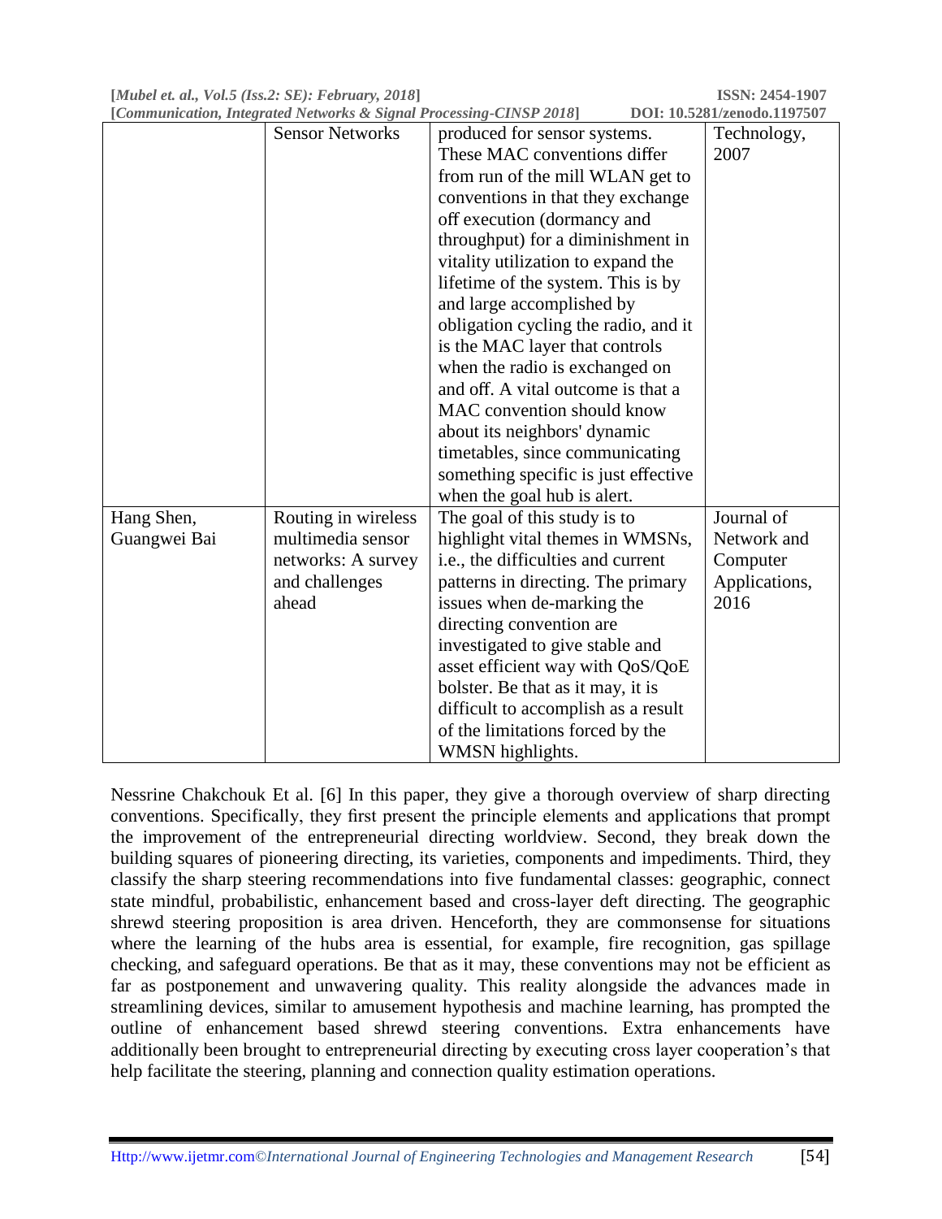|  | Sensor Networks | produced for sensor systems. These MAC conventions differ from run of the mill WLAN get to conventions in that they exchange off execution (dormancy and throughput) for a diminishment in vitality utilization to expand the lifetime of the system. This is by and large accomplished by obligation cycling the radio, and it is the MAC layer that controls when the radio is exchanged on and off. A vital outcome is that a MAC convention should know about its neighbors' dynamic timetables, since communicating something specific is just effective when the goal hub is alert. | Technology, 2007 |
|---|---|---|---|
| Hang Shen, Guangwei Bai | Routing in wireless multimedia sensor networks: A survey and challenges ahead | The goal of this study is to highlight vital themes in WMSNs, i.e., the difficulties and current patterns in directing. The primary issues when de-marking the directing convention are investigated to give stable and asset efficient way with QoS/QoE bolster. Be that as it may, it is difficult to accomplish as a result of the limitations forced by the WMSN highlights. | Journal of Network and Computer Applications, 2016 |

Nessrine Chakchouk Et al. [6] In this paper, they give a thorough overview of sharp directing conventions. Specifically, they first present the principle elements and applications that prompt the improvement of the entrepreneurial directing worldview. Second, they break down the building squares of pioneering directing, its varieties, components and impediments. Third, they classify the sharp steering recommendations into five fundamental classes: geographic, connect state mindful, probabilistic, enhancement based and cross-layer deft directing. The geographic shrewd steering proposition is area driven. Henceforth, they are commonsense for situations where the learning of the hubs area is essential, for example, fire recognition, gas spillage checking, and safeguard operations. Be that as it may, these conventions may not be efficient as far as postponement and unwavering quality. This reality alongside the advances made in streamlining devices, similar to amusement hypothesis and machine learning, has prompted the outline of enhancement based shrewd steering conventions. Extra enhancements have additionally been brought to entrepreneurial directing by executing cross layer cooperation's that help facilitate the steering, planning and connection quality estimation operations.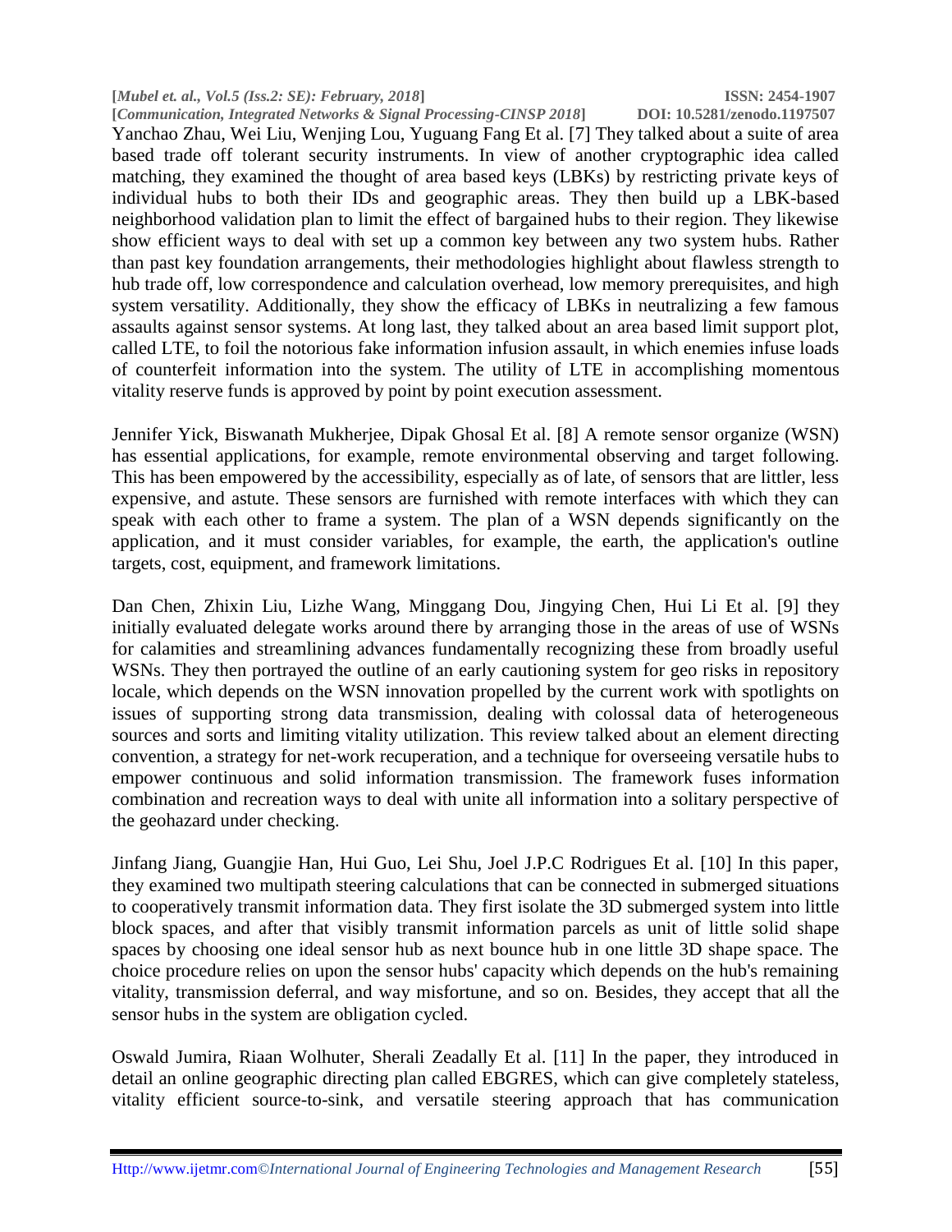Yanchao Zhau, Wei Liu, Wenjing Lou, Yuguang Fang Et al. [7] They talked about a suite of area based trade off tolerant security instruments. In view of another cryptographic idea called matching, they examined the thought of area based keys (LBKs) by restricting private keys of individual hubs to both their IDs and geographic areas. They then build up a LBK-based neighborhood validation plan to limit the effect of bargained hubs to their region. They likewise show efficient ways to deal with set up a common key between any two system hubs. Rather than past key foundation arrangements, their methodologies highlight about flawless strength to hub trade off, low correspondence and calculation overhead, low memory prerequisites, and high system versatility. Additionally, they show the efficacy of LBKs in neutralizing a few famous assaults against sensor systems. At long last, they talked about an area based limit support plot, called LTE, to foil the notorious fake information infusion assault, in which enemies infuse loads of counterfeit information into the system. The utility of LTE in accomplishing momentous vitality reserve funds is approved by point by point execution assessment.

Jennifer Yick, Biswanath Mukherjee, Dipak Ghosal Et al. [8] A remote sensor organize (WSN) has essential applications, for example, remote environmental observing and target following. This has been empowered by the accessibility, especially as of late, of sensors that are littler, less expensive, and astute. These sensors are furnished with remote interfaces with which they can speak with each other to frame a system. The plan of a WSN depends significantly on the application, and it must consider variables, for example, the earth, the application's outline targets, cost, equipment, and framework limitations.

Dan Chen, Zhixin Liu, Lizhe Wang, Minggang Dou, Jingying Chen, Hui Li Et al. [9] they initially evaluated delegate works around there by arranging those in the areas of use of WSNs for calamities and streamlining advances fundamentally recognizing these from broadly useful WSNs. They then portrayed the outline of an early cautioning system for geo risks in repository locale, which depends on the WSN innovation propelled by the current work with spotlights on issues of supporting strong data transmission, dealing with colossal data of heterogeneous sources and sorts and limiting vitality utilization. This review talked about an element directing convention, a strategy for net-work recuperation, and a technique for overseeing versatile hubs to empower continuous and solid information transmission. The framework fuses information combination and recreation ways to deal with unite all information into a solitary perspective of the geohazard under checking.

Jinfang Jiang, Guangjie Han, Hui Guo, Lei Shu, Joel J.P.C Rodrigues Et al. [10] In this paper, they examined two multipath steering calculations that can be connected in submerged situations to cooperatively transmit information data. They first isolate the 3D submerged system into little block spaces, and after that visibly transmit information parcels as unit of little solid shape spaces by choosing one ideal sensor hub as next bounce hub in one little 3D shape space. The choice procedure relies on upon the sensor hubs' capacity which depends on the hub's remaining vitality, transmission deferral, and way misfortune, and so on. Besides, they accept that all the sensor hubs in the system are obligation cycled.

Oswald Jumira, Riaan Wolhuter, Sherali Zeadally Et al. [11] In the paper, they introduced in detail an online geographic directing plan called EBGRES, which can give completely stateless, vitality efficient source-to-sink, and versatile steering approach that has communication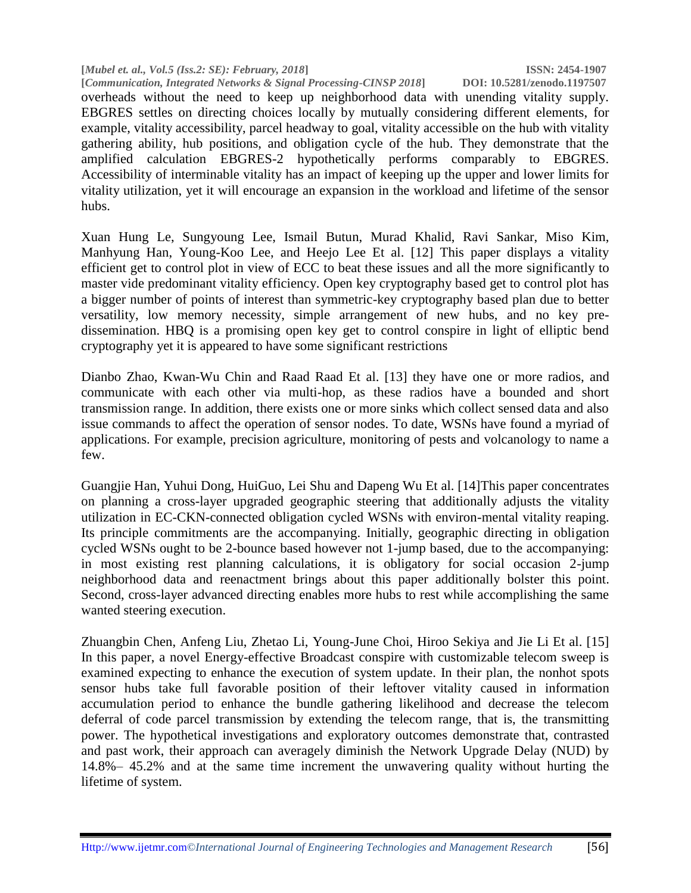overheads without the need to keep up neighborhood data with unending vitality supply. EBGRES settles on directing choices locally by mutually considering different elements, for example, vitality accessibility, parcel headway to goal, vitality accessible on the hub with vitality gathering ability, hub positions, and obligation cycle of the hub. They demonstrate that the amplified calculation EBGRES-2 hypothetically performs comparably to EBGRES. Accessibility of interminable vitality has an impact of keeping up the upper and lower limits for vitality utilization, yet it will encourage an expansion in the workload and lifetime of the sensor hubs.

Xuan Hung Le, Sungyoung Lee, Ismail Butun, Murad Khalid, Ravi Sankar, Miso Kim, Manhyung Han, Young-Koo Lee, and Heejo Lee Et al. [12] This paper displays a vitality efficient get to control plot in view of ECC to beat these issues and all the more significantly to master vide predominant vitality efficiency. Open key cryptography based get to control plot has a bigger number of points of interest than symmetric-key cryptography based plan due to better versatility, low memory necessity, simple arrangement of new hubs, and no key pre-dissemination. HBQ is a promising open key get to control conspire in light of elliptic bend cryptography yet it is appeared to have some significant restrictions

Dianbo Zhao, Kwan-Wu Chin and Raad Raad Et al. [13] they have one or more radios, and communicate with each other via multi-hop, as these radios have a bounded and short transmission range. In addition, there exists one or more sinks which collect sensed data and also issue commands to affect the operation of sensor nodes. To date, WSNs have found a myriad of applications. For example, precision agriculture, monitoring of pests and volcanology to name a few.

Guangjie Han, Yuhui Dong, HuiGuo, Lei Shu and Dapeng Wu Et al. [14]This paper concentrates on planning a cross-layer upgraded geographic steering that additionally adjusts the vitality utilization in EC-CKN-connected obligation cycled WSNs with environ-mental vitality reaping. Its principle commitments are the accompanying. Initially, geographic directing in obligation cycled WSNs ought to be 2-bounce based however not 1-jump based, due to the accompanying: in most existing rest planning calculations, it is obligatory for social occasion 2-jump neighborhood data and reenactment brings about this paper additionally bolster this point. Second, cross-layer advanced directing enables more hubs to rest while accomplishing the same wanted steering execution.

Zhuangbin Chen, Anfeng Liu, Zhetao Li, Young-June Choi, Hiroo Sekiya and Jie Li Et al. [15] In this paper, a novel Energy-effective Broadcast conspire with customizable telecom sweep is examined expecting to enhance the execution of system update. In their plan, the nonhot spots sensor hubs take full favorable position of their leftover vitality caused in information accumulation period to enhance the bundle gathering likelihood and decrease the telecom deferral of code parcel transmission by extending the telecom range, that is, the transmitting power. The hypothetical investigations and exploratory outcomes demonstrate that, contrasted and past work, their approach can averagely diminish the Network Upgrade Delay (NUD) by 14.8%– 45.2% and at the same time increment the unwavering quality without hurting the lifetime of system.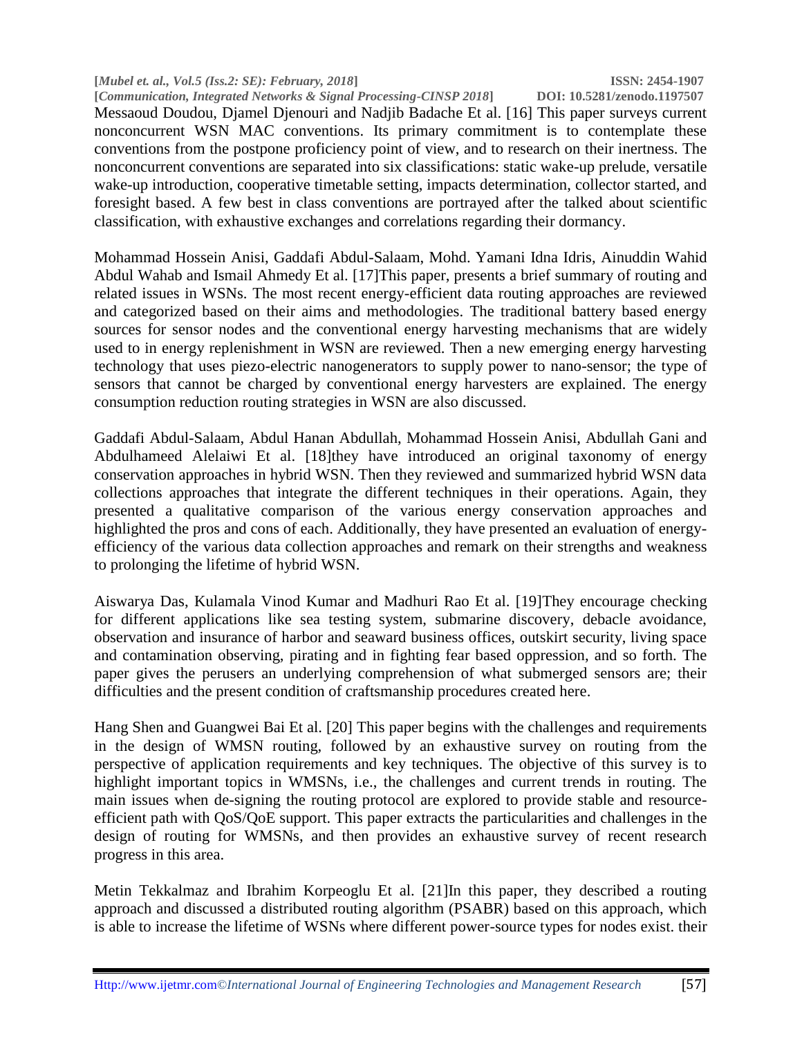Messaoud Doudou, Djamel Djenouri and Nadjib Badache Et al. [16] This paper surveys current nonconcurrent WSN MAC conventions. Its primary commitment is to contemplate these conventions from the postpone proficiency point of view, and to research on their inertness. The nonconcurrent conventions are separated into six classifications: static wake-up prelude, versatile wake-up introduction, cooperative timetable setting, impacts determination, collector started, and foresight based. A few best in class conventions are portrayed after the talked about scientific classification, with exhaustive exchanges and correlations regarding their dormancy.

Mohammad Hossein Anisi, Gaddafi Abdul-Salaam, Mohd. Yamani Idna Idris, Ainuddin Wahid Abdul Wahab and Ismail Ahmedy Et al. [17]This paper, presents a brief summary of routing and related issues in WSNs. The most recent energy-efficient data routing approaches are reviewed and categorized based on their aims and methodologies. The traditional battery based energy sources for sensor nodes and the conventional energy harvesting mechanisms that are widely used to in energy replenishment in WSN are reviewed. Then a new emerging energy harvesting technology that uses piezo-electric nanogenerators to supply power to nano-sensor; the type of sensors that cannot be charged by conventional energy harvesters are explained. The energy consumption reduction routing strategies in WSN are also discussed.

Gaddafi Abdul-Salaam, Abdul Hanan Abdullah, Mohammad Hossein Anisi, Abdullah Gani and Abdulhameed Alelaiwi Et al. [18]they have introduced an original taxonomy of energy conservation approaches in hybrid WSN. Then they reviewed and summarized hybrid WSN data collections approaches that integrate the different techniques in their operations. Again, they presented a qualitative comparison of the various energy conservation approaches and highlighted the pros and cons of each. Additionally, they have presented an evaluation of energy-efficiency of the various data collection approaches and remark on their strengths and weakness to prolonging the lifetime of hybrid WSN.

Aiswarya Das, Kulamala Vinod Kumar and Madhuri Rao Et al. [19]They encourage checking for different applications like sea testing system, submarine discovery, debacle avoidance, observation and insurance of harbor and seaward business offices, outskirt security, living space and contamination observing, pirating and in fighting fear based oppression, and so forth. The paper gives the perusers an underlying comprehension of what submerged sensors are; their difficulties and the present condition of craftsmanship procedures created here.

Hang Shen and Guangwei Bai Et al. [20] This paper begins with the challenges and requirements in the design of WMSN routing, followed by an exhaustive survey on routing from the perspective of application requirements and key techniques. The objective of this survey is to highlight important topics in WMSNs, i.e., the challenges and current trends in routing. The main issues when de-signing the routing protocol are explored to provide stable and resource-efficient path with QoS/QoE support. This paper extracts the particularities and challenges in the design of routing for WMSNs, and then provides an exhaustive survey of recent research progress in this area.

Metin Tekkalmaz and Ibrahim Korpeoglu Et al. [21]In this paper, they described a routing approach and discussed a distributed routing algorithm (PSABR) based on this approach, which is able to increase the lifetime of WSNs where different power-source types for nodes exist. their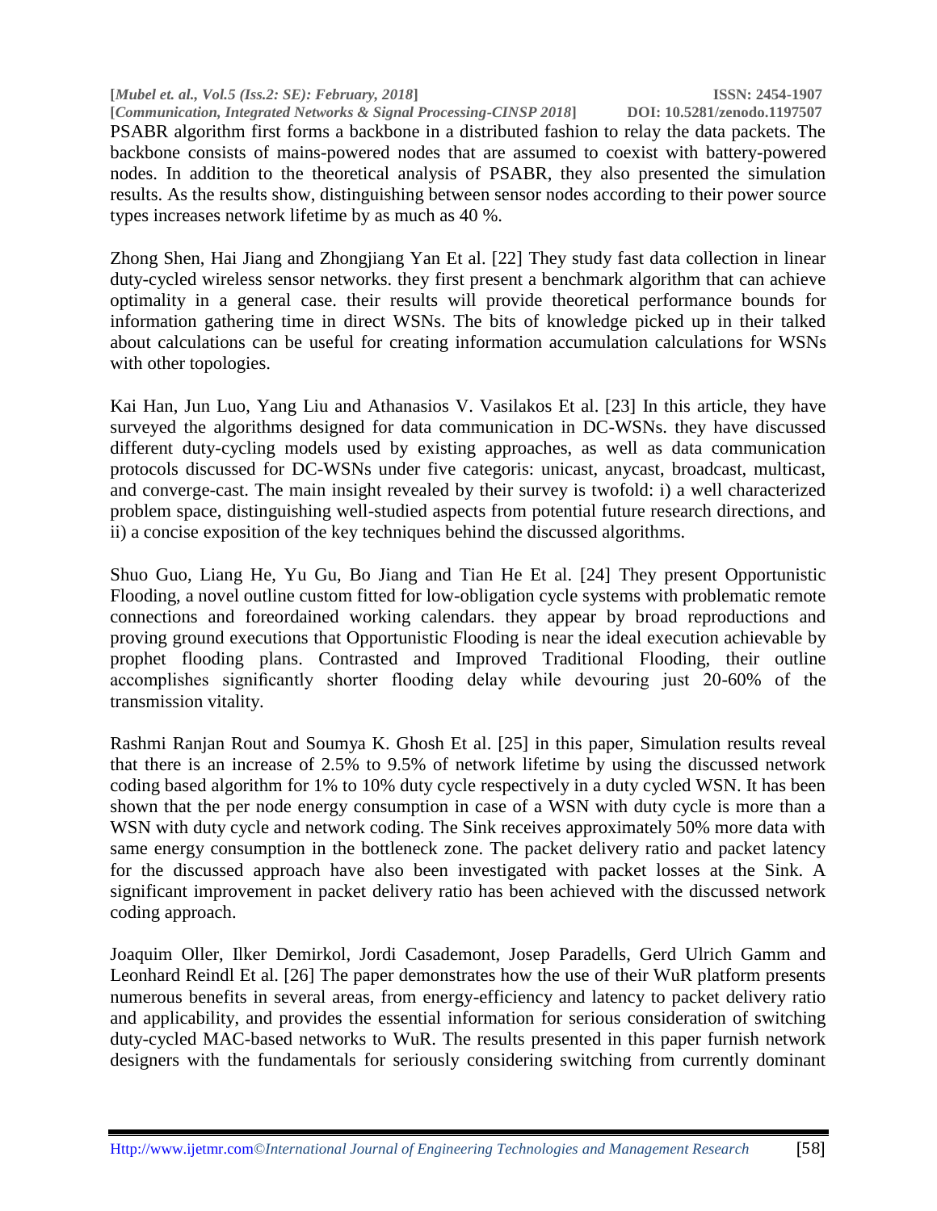PSABR algorithm first forms a backbone in a distributed fashion to relay the data packets. The backbone consists of mains-powered nodes that are assumed to coexist with battery-powered nodes. In addition to the theoretical analysis of PSABR, they also presented the simulation results. As the results show, distinguishing between sensor nodes according to their power source types increases network lifetime by as much as 40 %.

Zhong Shen, Hai Jiang and Zhongjiang Yan Et al. [22] They study fast data collection in linear duty-cycled wireless sensor networks. they first present a benchmark algorithm that can achieve optimality in a general case. their results will provide theoretical performance bounds for information gathering time in direct WSNs. The bits of knowledge picked up in their talked about calculations can be useful for creating information accumulation calculations for WSNs with other topologies.

Kai Han, Jun Luo, Yang Liu and Athanasios V. Vasilakos Et al. [23] In this article, they have surveyed the algorithms designed for data communication in DC-WSNs. they have discussed different duty-cycling models used by existing approaches, as well as data communication protocols discussed for DC-WSNs under five categoris: unicast, anycast, broadcast, multicast, and converge-cast. The main insight revealed by their survey is twofold: i) a well characterized problem space, distinguishing well-studied aspects from potential future research directions, and ii) a concise exposition of the key techniques behind the discussed algorithms.

Shuo Guo, Liang He, Yu Gu, Bo Jiang and Tian He Et al. [24] They present Opportunistic Flooding, a novel outline custom fitted for low-obligation cycle systems with problematic remote connections and foreordained working calendars. they appear by broad reproductions and proving ground executions that Opportunistic Flooding is near the ideal execution achievable by prophet flooding plans. Contrasted and Improved Traditional Flooding, their outline accomplishes significantly shorter flooding delay while devouring just 20-60% of the transmission vitality.

Rashmi Ranjan Rout and Soumya K. Ghosh Et al. [25] in this paper, Simulation results reveal that there is an increase of 2.5% to 9.5% of network lifetime by using the discussed network coding based algorithm for 1% to 10% duty cycle respectively in a duty cycled WSN. It has been shown that the per node energy consumption in case of a WSN with duty cycle is more than a WSN with duty cycle and network coding. The Sink receives approximately 50% more data with same energy consumption in the bottleneck zone. The packet delivery ratio and packet latency for the discussed approach have also been investigated with packet losses at the Sink. A significant improvement in packet delivery ratio has been achieved with the discussed network coding approach.

Joaquim Oller, Ilker Demirkol, Jordi Casademont, Josep Paradells, Gerd Ulrich Gamm and Leonhard Reindl Et al. [26] The paper demonstrates how the use of their WuR platform presents numerous benefits in several areas, from energy-efficiency and latency to packet delivery ratio and applicability, and provides the essential information for serious consideration of switching duty-cycled MAC-based networks to WuR. The results presented in this paper furnish network designers with the fundamentals for seriously considering switching from currently dominant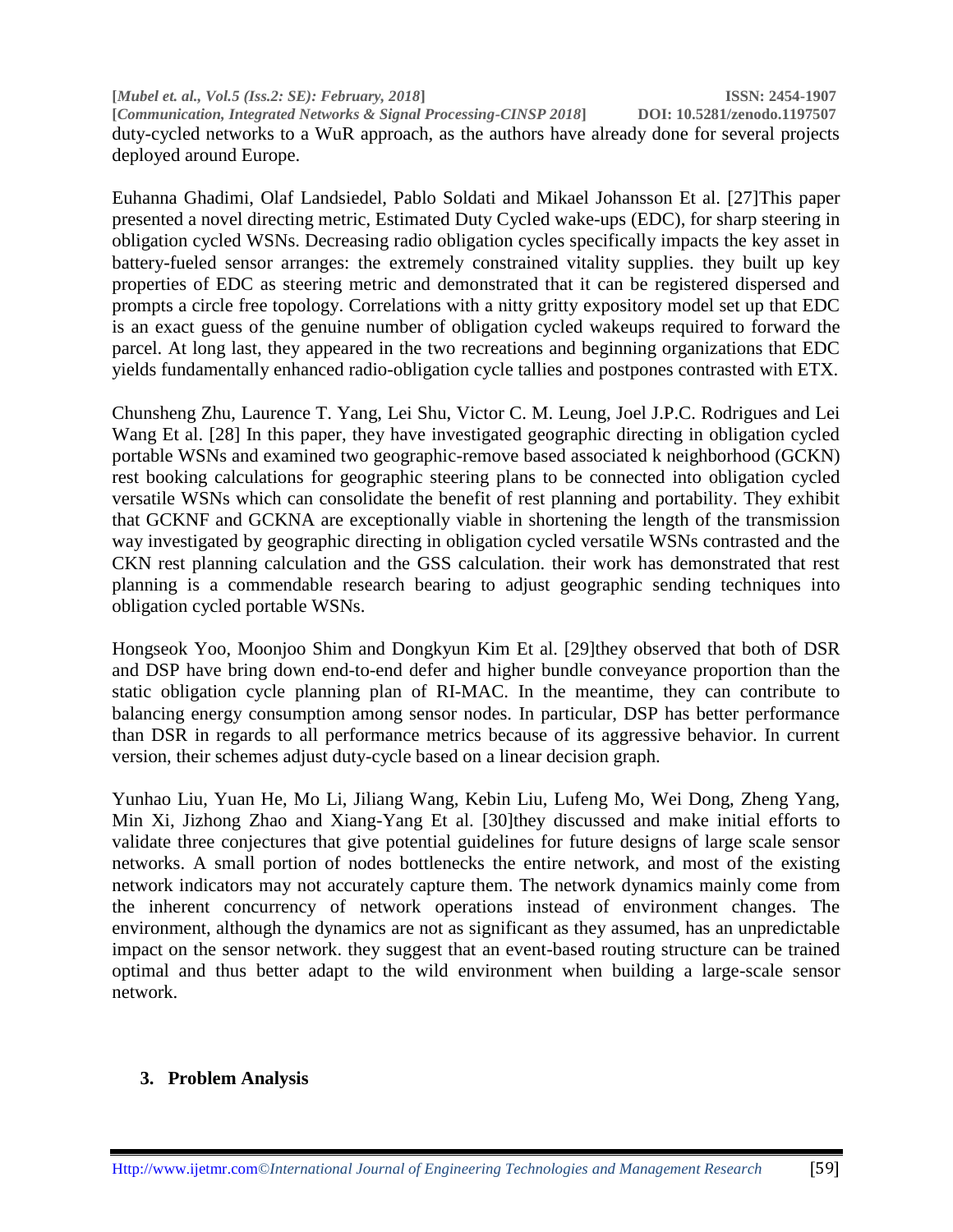duty-cycled networks to a WuR approach, as the authors have already done for several projects deployed around Europe.

Euhanna Ghadimi, Olaf Landsiedel, Pablo Soldati and Mikael Johansson Et al. [27]This paper presented a novel directing metric, Estimated Duty Cycled wake-ups (EDC), for sharp steering in obligation cycled WSNs. Decreasing radio obligation cycles specifically impacts the key asset in battery-fueled sensor arranges: the extremely constrained vitality supplies. they built up key properties of EDC as steering metric and demonstrated that it can be registered dispersed and prompts a circle free topology. Correlations with a nitty gritty expository model set up that EDC is an exact guess of the genuine number of obligation cycled wakeups required to forward the parcel. At long last, they appeared in the two recreations and beginning organizations that EDC yields fundamentally enhanced radio-obligation cycle tallies and postpones contrasted with ETX.

Chunsheng Zhu, Laurence T. Yang, Lei Shu, Victor C. M. Leung, Joel J.P.C. Rodrigues and Lei Wang Et al. [28] In this paper, they have investigated geographic directing in obligation cycled portable WSNs and examined two geographic-remove based associated k neighborhood (GCKN) rest booking calculations for geographic steering plans to be connected into obligation cycled versatile WSNs which can consolidate the benefit of rest planning and portability. They exhibit that GCKNF and GCKNA are exceptionally viable in shortening the length of the transmission way investigated by geographic directing in obligation cycled versatile WSNs contrasted and the CKN rest planning calculation and the GSS calculation. their work has demonstrated that rest planning is a commendable research bearing to adjust geographic sending techniques into obligation cycled portable WSNs.

Hongseok Yoo, Moonjoo Shim and Dongkyun Kim Et al. [29]they observed that both of DSR and DSP have bring down end-to-end defer and higher bundle conveyance proportion than the static obligation cycle planning plan of RI-MAC. In the meantime, they can contribute to balancing energy consumption among sensor nodes. In particular, DSP has better performance than DSR in regards to all performance metrics because of its aggressive behavior. In current version, their schemes adjust duty-cycle based on a linear decision graph.

Yunhao Liu, Yuan He, Mo Li, Jiliang Wang, Kebin Liu, Lufeng Mo, Wei Dong, Zheng Yang, Min Xi, Jizhong Zhao and Xiang-Yang Et al. [30]they discussed and make initial efforts to validate three conjectures that give potential guidelines for future designs of large scale sensor networks. A small portion of nodes bottlenecks the entire network, and most of the existing network indicators may not accurately capture them. The network dynamics mainly come from the inherent concurrency of network operations instead of environment changes. The environment, although the dynamics are not as significant as they assumed, has an unpredictable impact on the sensor network. they suggest that an event-based routing structure can be trained optimal and thus better adapt to the wild environment when building a large-scale sensor network.

## 3. Problem Analysis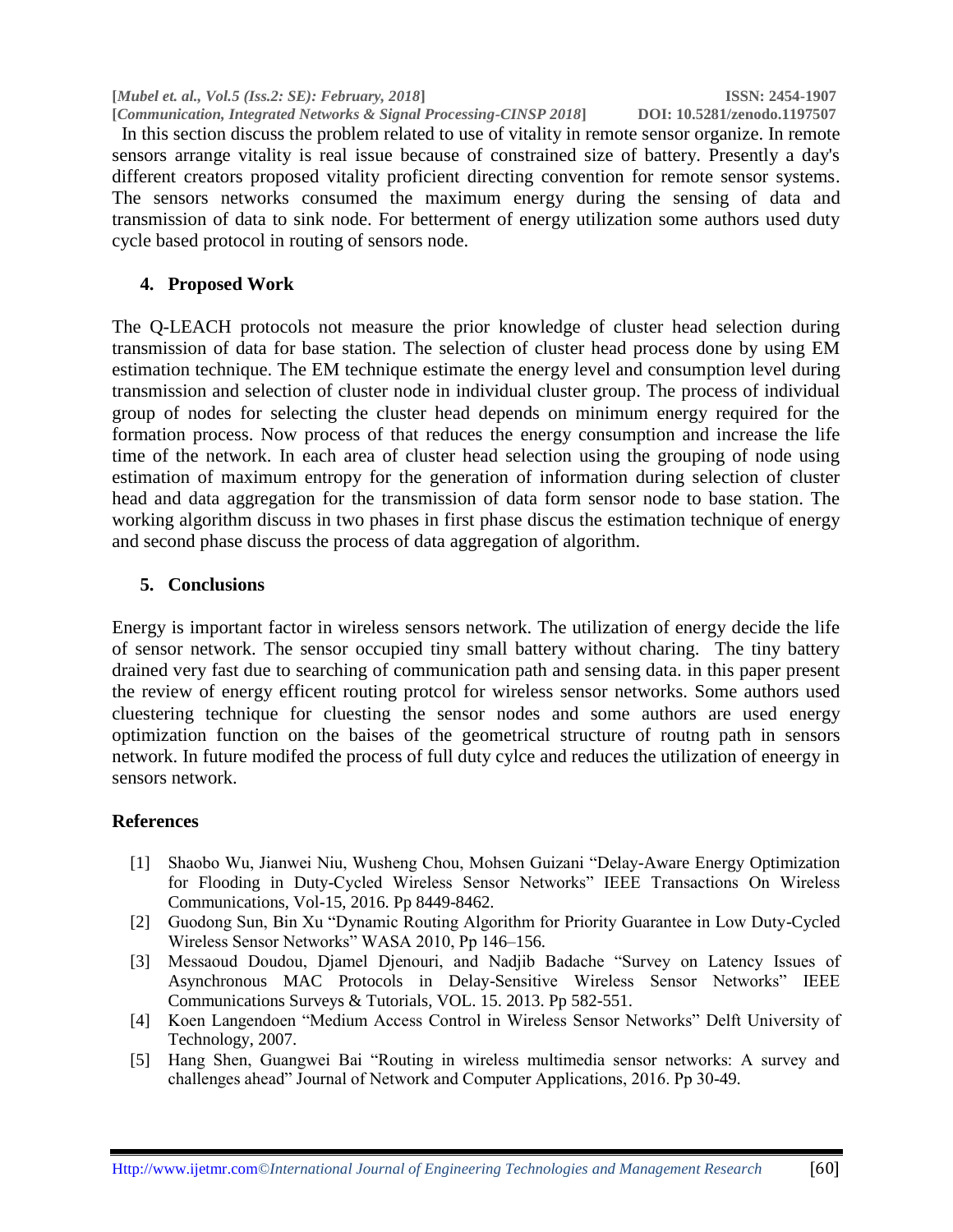In this section discuss the problem related to use of vitality in remote sensor organize. In remote sensors arrange vitality is real issue because of constrained size of battery. Presently a day's different creators proposed vitality proficient directing convention for remote sensor systems. The sensors networks consumed the maximum energy during the sensing of data and transmission of data to sink node. For betterment of energy utilization some authors used duty cycle based protocol in routing of sensors node.

## 4. Proposed Work

The Q-LEACH protocols not measure the prior knowledge of cluster head selection during transmission of data for base station. The selection of cluster head process done by using EM estimation technique. The EM technique estimate the energy level and consumption level during transmission and selection of cluster node in individual cluster group. The process of individual group of nodes for selecting the cluster head depends on minimum energy required for the formation process. Now process of that reduces the energy consumption and increase the life time of the network. In each area of cluster head selection using the grouping of node using estimation of maximum entropy for the generation of information during selection of cluster head and data aggregation for the transmission of data form sensor node to base station. The working algorithm discuss in two phases in first phase discus the estimation technique of energy and second phase discuss the process of data aggregation of algorithm.

## 5. Conclusions

Energy is important factor in wireless sensors network. The utilization of energy decide the life of sensor network. The sensor occupied tiny small battery without charing. The tiny battery drained very fast due to searching of communication path and sensing data. in this paper present the review of energy efficent routing protcol for wireless sensor networks. Some authors used cluestering technique for cluesting the sensor nodes and some authors are used energy optimization function on the baises of the geometrical structure of routng path in sensors network. In future modifed the process of full duty cylce and reduces the utilization of eneergy in sensors network.

## References

[1] Shaobo Wu, Jianwei Niu, Wusheng Chou, Mohsen Guizani "Delay-Aware Energy Optimization for Flooding in Duty-Cycled Wireless Sensor Networks" IEEE Transactions On Wireless Communications, Vol-15, 2016. Pp 8449-8462.

[2] Guodong Sun, Bin Xu "Dynamic Routing Algorithm for Priority Guarantee in Low Duty-Cycled Wireless Sensor Networks" WASA 2010, Pp 146–156.

[3] Messaoud Doudou, Djamel Djenouri, and Nadjib Badache "Survey on Latency Issues of Asynchronous MAC Protocols in Delay-Sensitive Wireless Sensor Networks" IEEE Communications Surveys & Tutorials, VOL. 15. 2013. Pp 582-551.

[4] Koen Langendoen "Medium Access Control in Wireless Sensor Networks" Delft University of Technology, 2007.

[5] Hang Shen, Guangwei Bai "Routing in wireless multimedia sensor networks: A survey and challenges ahead" Journal of Network and Computer Applications, 2016. Pp 30-49.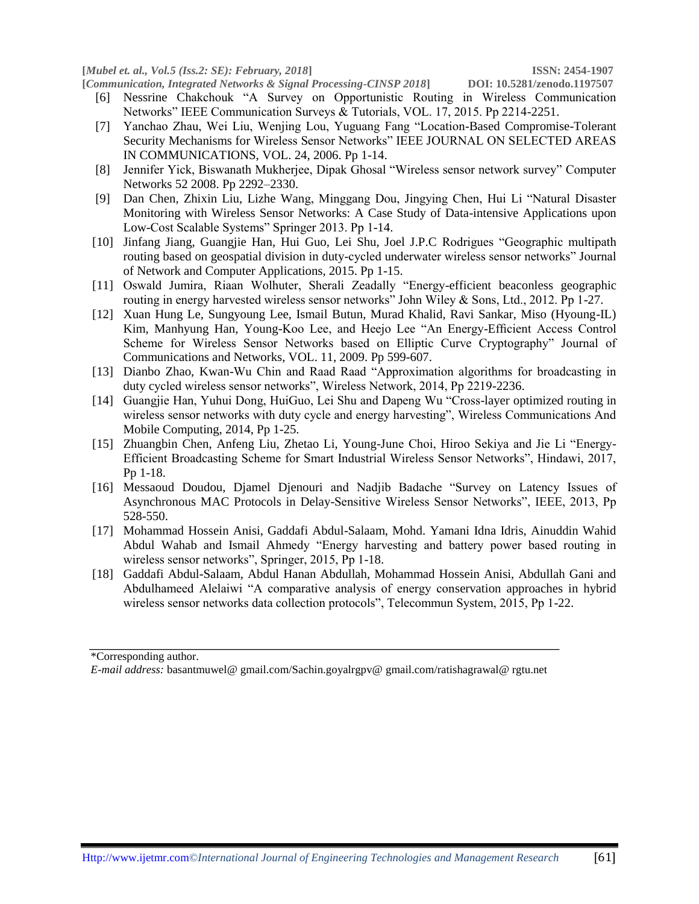[6] Nessrine Chakchouk "A Survey on Opportunistic Routing in Wireless Communication Networks" IEEE Communication Surveys & Tutorials, VOL. 17, 2015. Pp 2214-2251.

[7] Yanchao Zhau, Wei Liu, Wenjing Lou, Yuguang Fang "Location-Based Compromise-Tolerant Security Mechanisms for Wireless Sensor Networks" IEEE JOURNAL ON SELECTED AREAS IN COMMUNICATIONS, VOL. 24, 2006. Pp 1-14.

[8] Jennifer Yick, Biswanath Mukherjee, Dipak Ghosal "Wireless sensor network survey" Computer Networks 52 2008. Pp 2292–2330.

[9] Dan Chen, Zhixin Liu, Lizhe Wang, Minggang Dou, Jingying Chen, Hui Li "Natural Disaster Monitoring with Wireless Sensor Networks: A Case Study of Data-intensive Applications upon Low-Cost Scalable Systems" Springer 2013. Pp 1-14.

[10] Jinfang Jiang, Guangjie Han, Hui Guo, Lei Shu, Joel J.P.C Rodrigues "Geographic multipath routing based on geospatial division in duty-cycled underwater wireless sensor networks" Journal of Network and Computer Applications, 2015. Pp 1-15.

[11] Oswald Jumira, Riaan Wolhuter, Sherali Zeadally "Energy-efficient beaconless geographic routing in energy harvested wireless sensor networks" John Wiley & Sons, Ltd., 2012. Pp 1-27.

[12] Xuan Hung Le, Sungyoung Lee, Ismail Butun, Murad Khalid, Ravi Sankar, Miso (Hyoung-IL) Kim, Manhyung Han, Young-Koo Lee, and Heejo Lee "An Energy-Efficient Access Control Scheme for Wireless Sensor Networks based on Elliptic Curve Cryptography" Journal of Communications and Networks, VOL. 11, 2009. Pp 599-607.

[13] Dianbo Zhao, Kwan-Wu Chin and Raad Raad "Approximation algorithms for broadcasting in duty cycled wireless sensor networks", Wireless Network, 2014, Pp 2219-2236.

[14] Guangjie Han, Yuhui Dong, HuiGuo, Lei Shu and Dapeng Wu "Cross-layer optimized routing in wireless sensor networks with duty cycle and energy harvesting", Wireless Communications And Mobile Computing, 2014, Pp 1-25.

[15] Zhuangbin Chen, Anfeng Liu, Zhetao Li, Young-June Choi, Hiroo Sekiya and Jie Li "Energy-Efficient Broadcasting Scheme for Smart Industrial Wireless Sensor Networks", Hindawi, 2017, Pp 1-18.

[16] Messaoud Doudou, Djamel Djenouri and Nadjib Badache "Survey on Latency Issues of Asynchronous MAC Protocols in Delay-Sensitive Wireless Sensor Networks", IEEE, 2013, Pp 528-550.

[17] Mohammad Hossein Anisi, Gaddafi Abdul-Salaam, Mohd. Yamani Idna Idris, Ainuddin Wahid Abdul Wahab and Ismail Ahmedy "Energy harvesting and battery power based routing in wireless sensor networks", Springer, 2015, Pp 1-18.

[18] Gaddafi Abdul-Salaam, Abdul Hanan Abdullah, Mohammad Hossein Anisi, Abdullah Gani and Abdulhameed Alelaiwi "A comparative analysis of energy conservation approaches in hybrid wireless sensor networks data collection protocols", Telecommun System, 2015, Pp 1-22.

---

*Corresponding author.

*E-mail address:* basantmuwel@ gmail.com/Sachin.goyalrgpv@ gmail.com/ratishagrawal@ rgtu.net